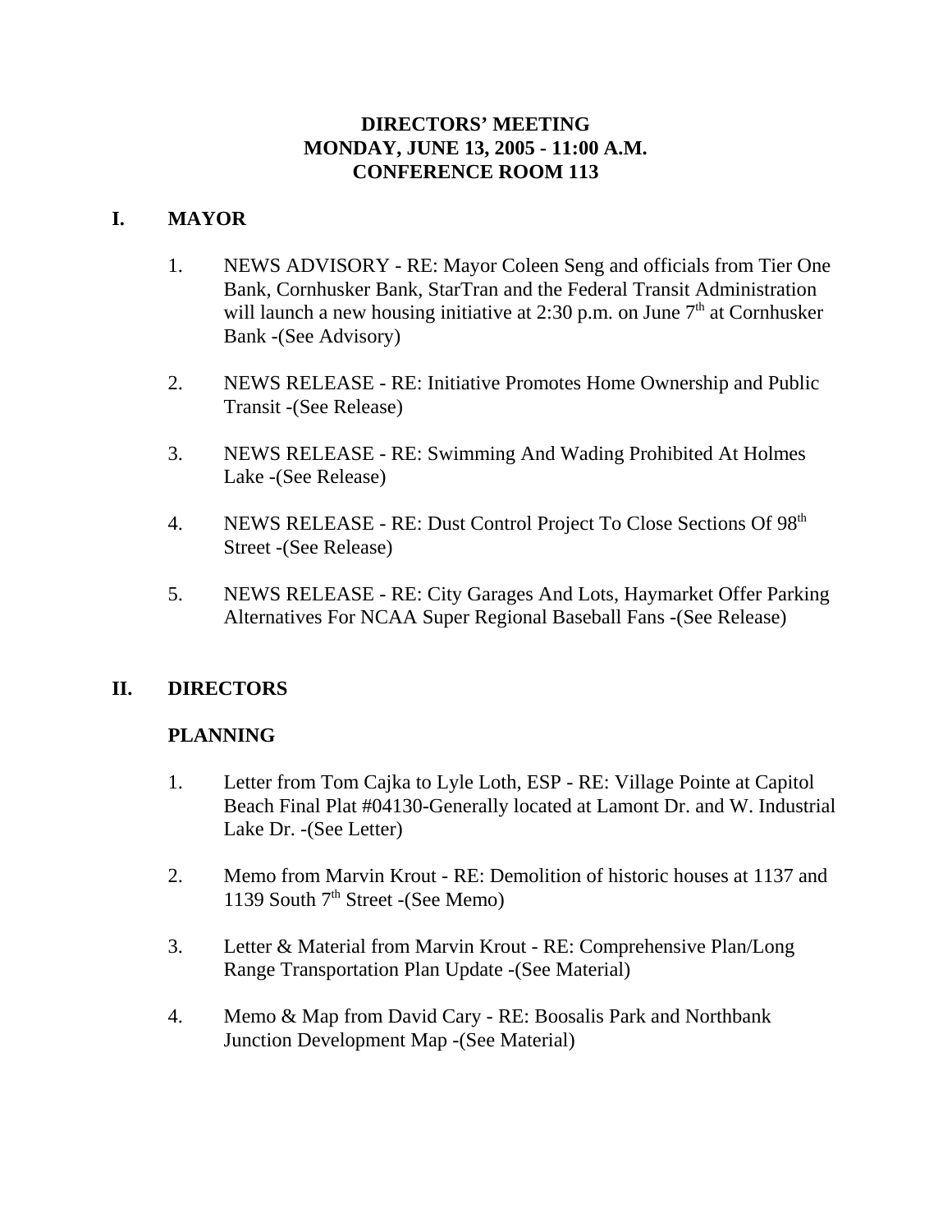# DIRECTORS' MEETING
# MONDAY, JUNE 13, 2005 - 11:00 A.M.
# CONFERENCE ROOM 113

## I. MAYOR

1. NEWS ADVISORY - RE: Mayor Coleen Seng and officials from Tier One Bank, Cornhusker Bank, StarTran and the Federal Transit Administration will launch a new housing initiative at 2:30 p.m. on June 7th at Cornhusker Bank -(See Advisory)

2. NEWS RELEASE - RE: Initiative Promotes Home Ownership and Public Transit -(See Release)

3. NEWS RELEASE - RE: Swimming And Wading Prohibited At Holmes Lake -(See Release)

4. NEWS RELEASE - RE: Dust Control Project To Close Sections Of 98th Street -(See Release)

5. NEWS RELEASE - RE: City Garages And Lots, Haymarket Offer Parking Alternatives For NCAA Super Regional Baseball Fans -(See Release)

## II. DIRECTORS

### PLANNING

1. Letter from Tom Cajka to Lyle Loth, ESP - RE: Village Pointe at Capitol Beach Final Plat #04130-Generally located at Lamont Dr. and W. Industrial Lake Dr. -(See Letter)

2. Memo from Marvin Krout - RE: Demolition of historic houses at 1137 and 1139 South 7th Street -(See Memo)

3. Letter & Material from Marvin Krout - RE: Comprehensive Plan/Long Range Transportation Plan Update -(See Material)

4. Memo & Map from David Cary - RE: Boosalis Park and Northbank Junction Development Map -(See Material)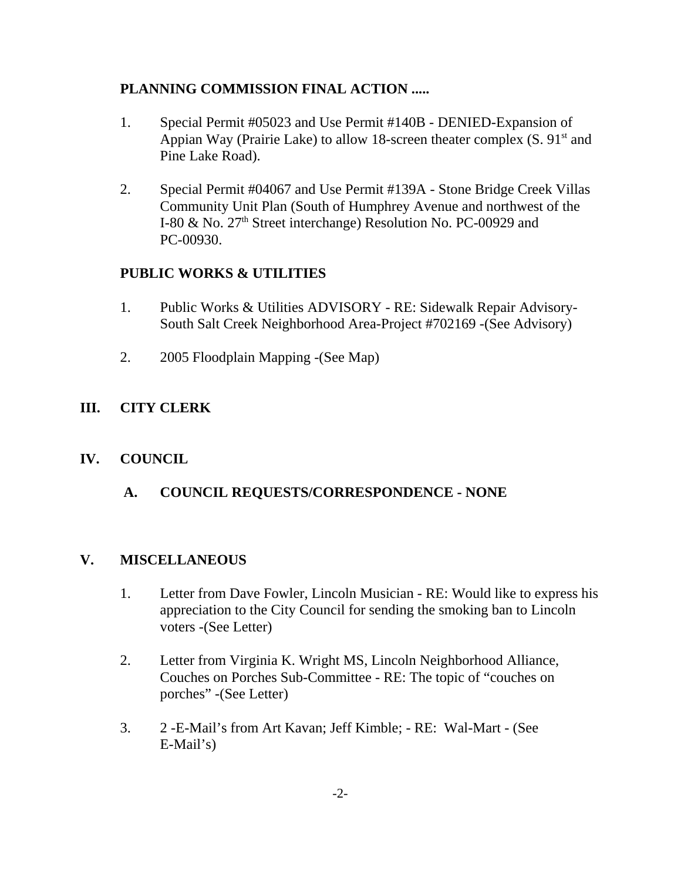**PLANNING COMMISSION FINAL ACTION .....**

1. Special Permit #05023 and Use Permit #140B - DENIED-Expansion of Appian Way (Prairie Lake) to allow 18-screen theater complex (S. 91st and Pine Lake Road).

2. Special Permit #04067 and Use Permit #139A - Stone Bridge Creek Villas Community Unit Plan (South of Humphrey Avenue and northwest of the I-80 & No. 27th Street interchange) Resolution No. PC-00929 and PC-00930.

**PUBLIC WORKS & UTILITIES**

1. Public Works & Utilities ADVISORY - RE: Sidewalk Repair Advisory-South Salt Creek Neighborhood Area-Project #702169 -(See Advisory)

2. 2005 Floodplain Mapping -(See Map)

## III. CITY CLERK

## IV. COUNCIL

### A. COUNCIL REQUESTS/CORRESPONDENCE - NONE

## V. MISCELLANEOUS

1. Letter from Dave Fowler, Lincoln Musician - RE: Would like to express his appreciation to the City Council for sending the smoking ban to Lincoln voters -(See Letter)

2. Letter from Virginia K. Wright MS, Lincoln Neighborhood Alliance, Couches on Porches Sub-Committee - RE: The topic of "couches on porches" -(See Letter)

3. 2 -E-Mail's from Art Kavan; Jeff Kimble; - RE: Wal-Mart - (See E-Mail's)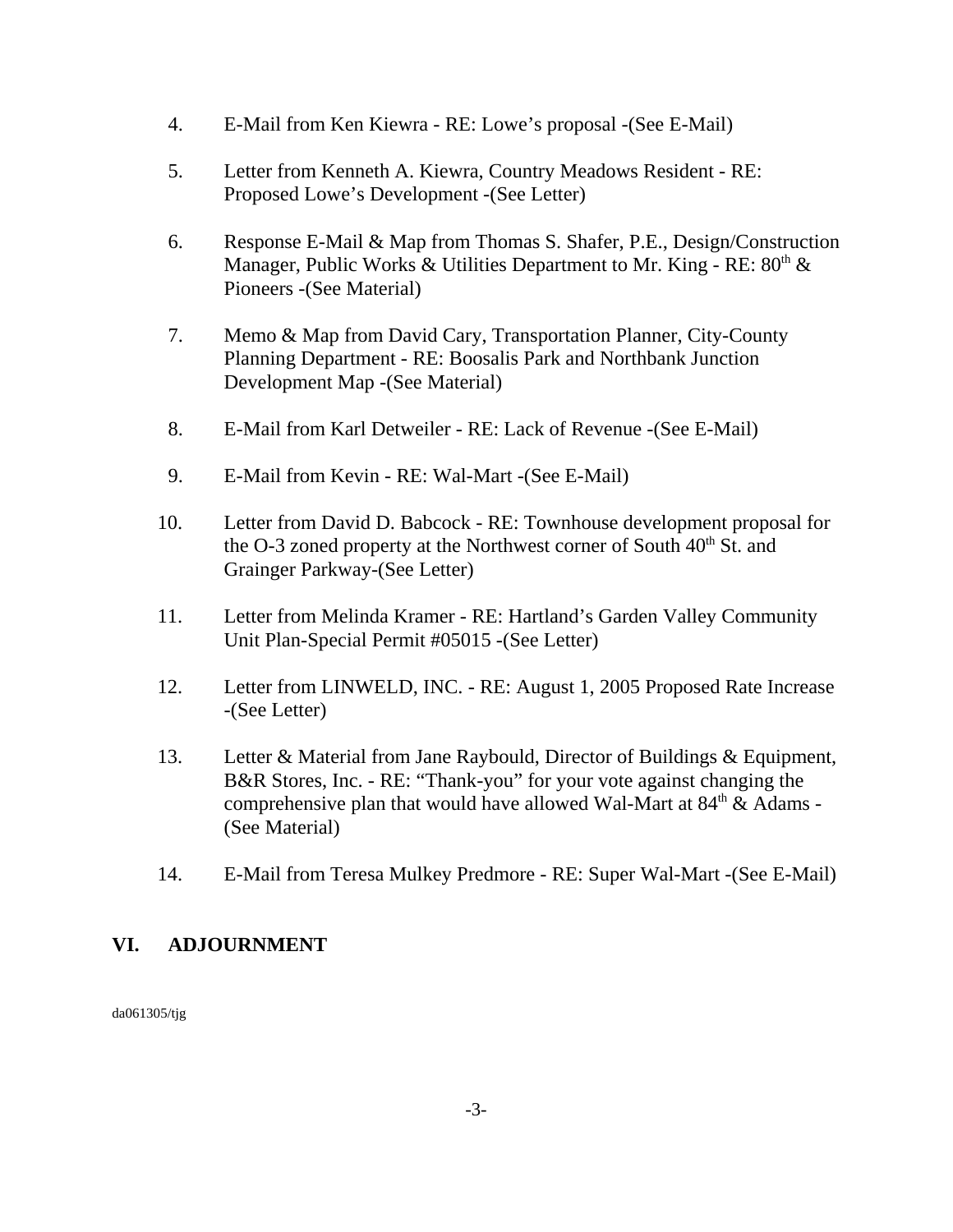4. E-Mail from Ken Kiewra - RE: Lowe's proposal -(See E-Mail)

5. Letter from Kenneth A. Kiewra, Country Meadows Resident - RE: Proposed Lowe's Development -(See Letter)

6. Response E-Mail & Map from Thomas S. Shafer, P.E., Design/Construction Manager, Public Works & Utilities Department to Mr. King - RE: 80th & Pioneers -(See Material)

7. Memo & Map from David Cary, Transportation Planner, City-County Planning Department - RE: Boosalis Park and Northbank Junction Development Map -(See Material)

8. E-Mail from Karl Detweiler - RE: Lack of Revenue -(See E-Mail)

9. E-Mail from Kevin - RE: Wal-Mart -(See E-Mail)

10. Letter from David D. Babcock - RE: Townhouse development proposal for the O-3 zoned property at the Northwest corner of South 40th St. and Grainger Parkway-(See Letter)

11. Letter from Melinda Kramer - RE: Hartland's Garden Valley Community Unit Plan-Special Permit #05015 -(See Letter)

12. Letter from LINWELD, INC. - RE: August 1, 2005 Proposed Rate Increase -(See Letter)

13. Letter & Material from Jane Raybould, Director of Buildings & Equipment, B&R Stores, Inc. - RE: "Thank-you" for your vote against changing the comprehensive plan that would have allowed Wal-Mart at 84th & Adams - (See Material)

14. E-Mail from Teresa Mulkey Predmore - RE: Super Wal-Mart -(See E-Mail)

## VI. ADJOURNMENT

da061305/tjg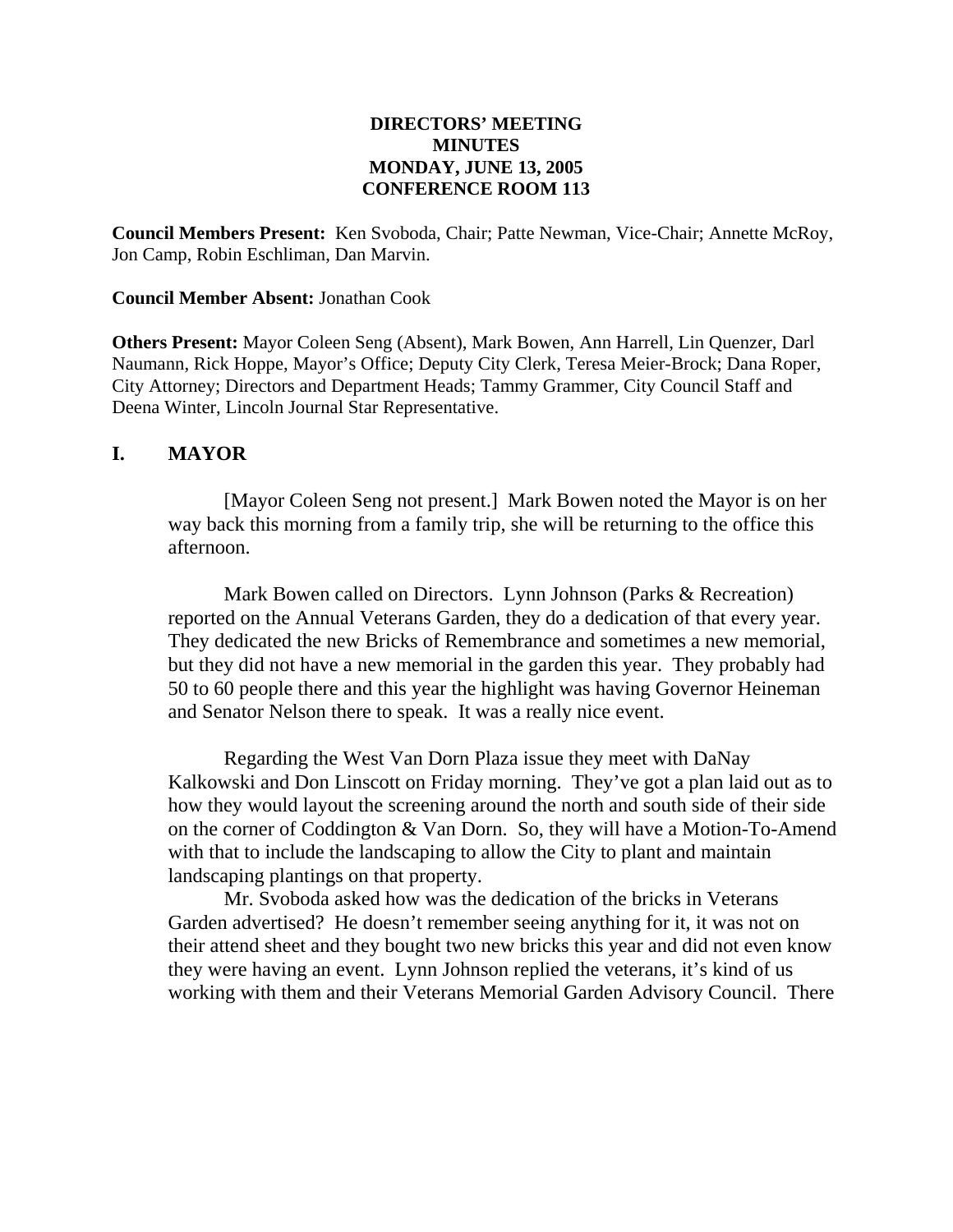**DIRECTORS' MEETING**
**MINUTES**
**MONDAY, JUNE 13, 2005**
**CONFERENCE ROOM 113**

**Council Members Present:** Ken Svoboda, Chair; Patte Newman, Vice-Chair; Annette McRoy, Jon Camp, Robin Eschliman, Dan Marvin.

**Council Member Absent:** Jonathan Cook

**Others Present:** Mayor Coleen Seng (Absent), Mark Bowen, Ann Harrell, Lin Quenzer, Darl Naumann, Rick Hoppe, Mayor's Office; Deputy City Clerk, Teresa Meier-Brock; Dana Roper, City Attorney; Directors and Department Heads; Tammy Grammer, City Council Staff and Deena Winter, Lincoln Journal Star Representative.

## I. MAYOR

[Mayor Coleen Seng not present.] Mark Bowen noted the Mayor is on her way back this morning from a family trip, she will be returning to the office this afternoon.

Mark Bowen called on Directors. Lynn Johnson (Parks & Recreation) reported on the Annual Veterans Garden, they do a dedication of that every year. They dedicated the new Bricks of Remembrance and sometimes a new memorial, but they did not have a new memorial in the garden this year. They probably had 50 to 60 people there and this year the highlight was having Governor Heineman and Senator Nelson there to speak. It was a really nice event.

Regarding the West Van Dorn Plaza issue they meet with DaNay Kalkowski and Don Linscott on Friday morning. They've got a plan laid out as to how they would layout the screening around the north and south side of their side on the corner of Coddington & Van Dorn. So, they will have a Motion-To-Amend with that to include the landscaping to allow the City to plant and maintain landscaping plantings on that property.

Mr. Svoboda asked how was the dedication of the bricks in Veterans Garden advertised? He doesn't remember seeing anything for it, it was not on their attend sheet and they bought two new bricks this year and did not even know they were having an event. Lynn Johnson replied the veterans, it's kind of us working with them and their Veterans Memorial Garden Advisory Council. There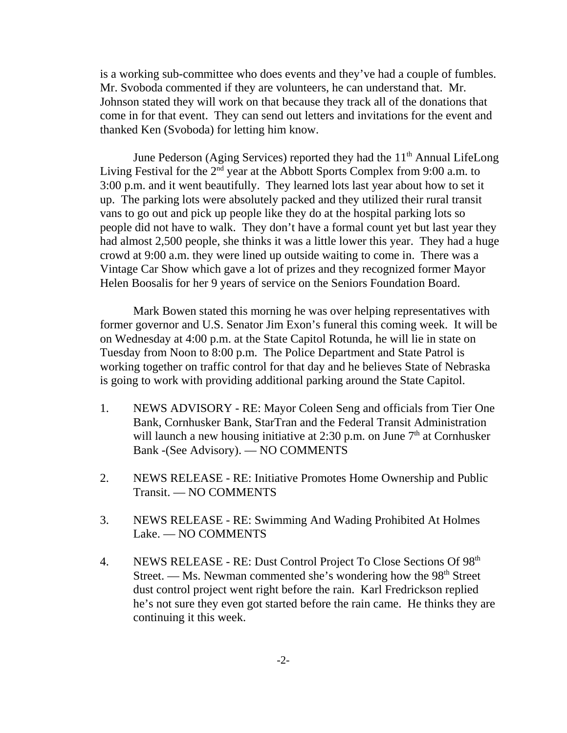is a working sub-committee who does events and they've had a couple of fumbles. Mr. Svoboda commented if they are volunteers, he can understand that. Mr. Johnson stated they will work on that because they track all of the donations that come in for that event. They can send out letters and invitations for the event and thanked Ken (Svoboda) for letting him know.

June Pederson (Aging Services) reported they had the 11th Annual LifeLong Living Festival for the 2nd year at the Abbott Sports Complex from 9:00 a.m. to 3:00 p.m. and it went beautifully. They learned lots last year about how to set it up. The parking lots were absolutely packed and they utilized their rural transit vans to go out and pick up people like they do at the hospital parking lots so people did not have to walk. They don't have a formal count yet but last year they had almost 2,500 people, she thinks it was a little lower this year. They had a huge crowd at 9:00 a.m. they were lined up outside waiting to come in. There was a Vintage Car Show which gave a lot of prizes and they recognized former Mayor Helen Boosalis for her 9 years of service on the Seniors Foundation Board.

Mark Bowen stated this morning he was over helping representatives with former governor and U.S. Senator Jim Exon's funeral this coming week. It will be on Wednesday at 4:00 p.m. at the State Capitol Rotunda, he will lie in state on Tuesday from Noon to 8:00 p.m. The Police Department and State Patrol is working together on traffic control for that day and he believes State of Nebraska is going to work with providing additional parking around the State Capitol.

1. NEWS ADVISORY - RE: Mayor Coleen Seng and officials from Tier One Bank, Cornhusker Bank, StarTran and the Federal Transit Administration will launch a new housing initiative at 2:30 p.m. on June 7th at Cornhusker Bank -(See Advisory). — NO COMMENTS

2. NEWS RELEASE - RE: Initiative Promotes Home Ownership and Public Transit. — NO COMMENTS

3. NEWS RELEASE - RE: Swimming And Wading Prohibited At Holmes Lake. — NO COMMENTS

4. NEWS RELEASE - RE: Dust Control Project To Close Sections Of 98th Street. — Ms. Newman commented she's wondering how the 98th Street dust control project went right before the rain. Karl Fredrickson replied he's not sure they even got started before the rain came. He thinks they are continuing it this week.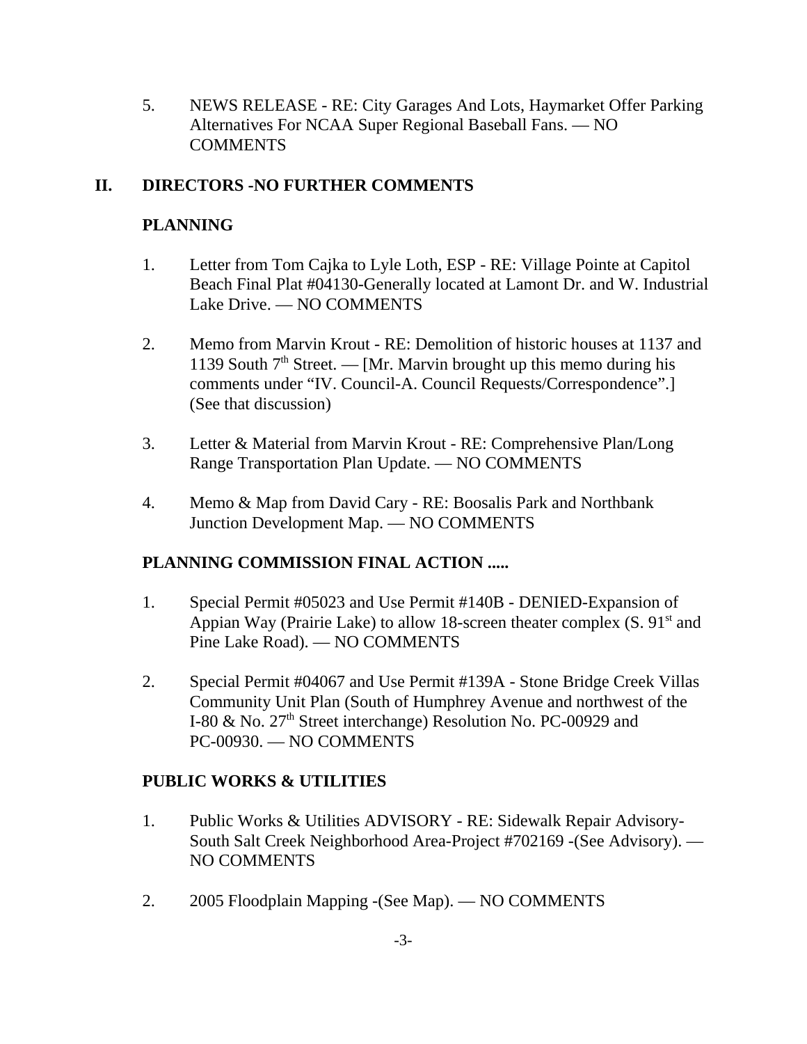5. NEWS RELEASE - RE: City Garages And Lots, Haymarket Offer Parking Alternatives For NCAA Super Regional Baseball Fans. — NO COMMENTS

## II. DIRECTORS -NO FURTHER COMMENTS

### PLANNING

1. Letter from Tom Cajka to Lyle Loth, ESP - RE: Village Pointe at Capitol Beach Final Plat #04130-Generally located at Lamont Dr. and W. Industrial Lake Drive. — NO COMMENTS

2. Memo from Marvin Krout - RE: Demolition of historic houses at 1137 and 1139 South 7th Street. — [Mr. Marvin brought up this memo during his comments under "IV. Council-A. Council Requests/Correspondence".] (See that discussion)

3. Letter & Material from Marvin Krout - RE: Comprehensive Plan/Long Range Transportation Plan Update. — NO COMMENTS

4. Memo & Map from David Cary - RE: Boosalis Park and Northbank Junction Development Map. — NO COMMENTS

### PLANNING COMMISSION FINAL ACTION .....

1. Special Permit #05023 and Use Permit #140B - DENIED-Expansion of Appian Way (Prairie Lake) to allow 18-screen theater complex (S. 91st and Pine Lake Road). — NO COMMENTS

2. Special Permit #04067 and Use Permit #139A - Stone Bridge Creek Villas Community Unit Plan (South of Humphrey Avenue and northwest of the I-80 & No. 27th Street interchange) Resolution No. PC-00929 and PC-00930. — NO COMMENTS

### PUBLIC WORKS & UTILITIES

1. Public Works & Utilities ADVISORY - RE: Sidewalk Repair Advisory-South Salt Creek Neighborhood Area-Project #702169 -(See Advisory). — NO COMMENTS

2. 2005 Floodplain Mapping -(See Map). — NO COMMENTS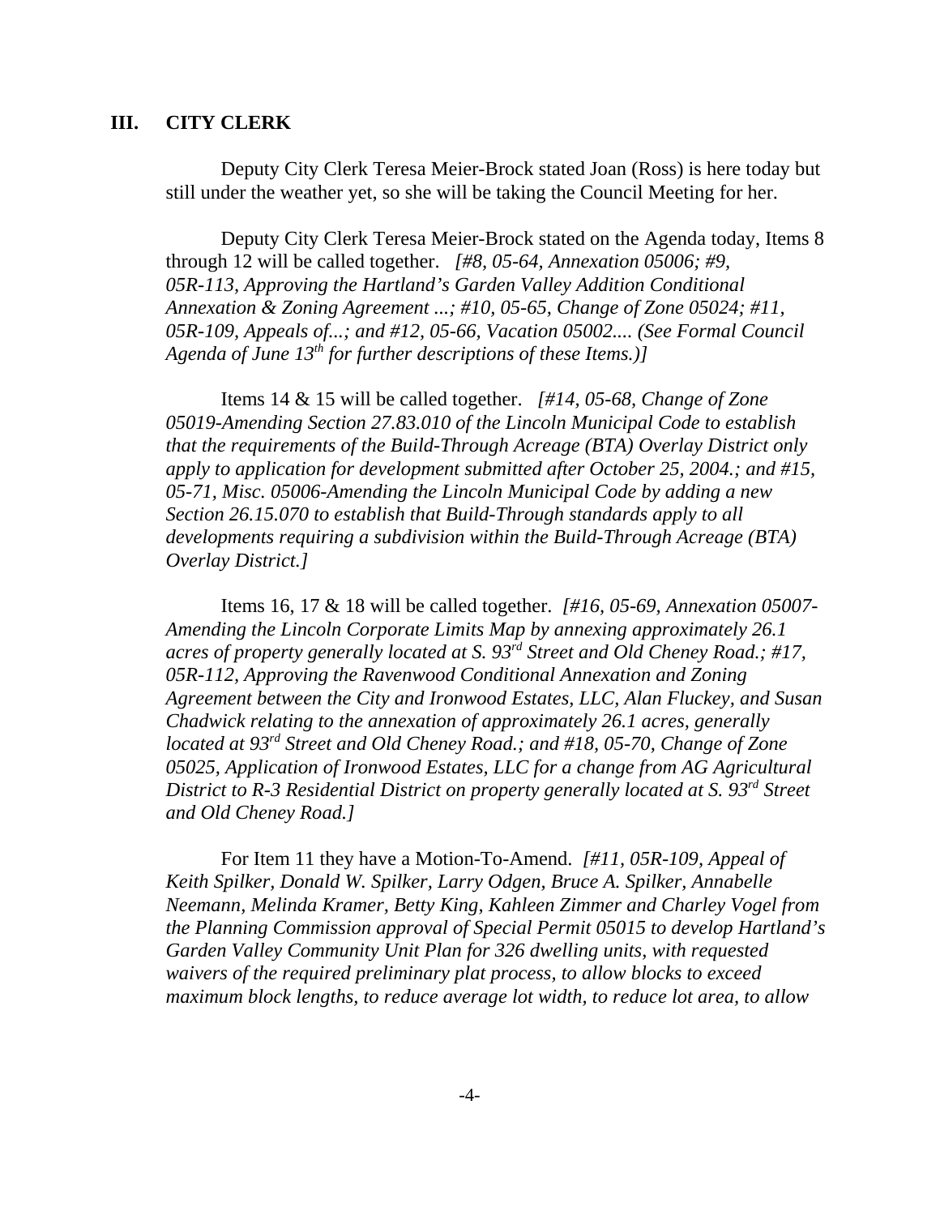## III. CITY CLERK

Deputy City Clerk Teresa Meier-Brock stated Joan (Ross) is here today but still under the weather yet, so she will be taking the Council Meeting for her.

Deputy City Clerk Teresa Meier-Brock stated on the Agenda today, Items 8 through 12 will be called together. *[#8, 05-64, Annexation 05006; #9, 05R-113, Approving the Hartland's Garden Valley Addition Conditional Annexation & Zoning Agreement ...; #10, 05-65, Change of Zone 05024; #11, 05R-109, Appeals of...; and #12, 05-66, Vacation 05002.... (See Formal Council Agenda of June 13th for further descriptions of these Items.)]*

Items 14 & 15 will be called together. *[#14, 05-68, Change of Zone 05019-Amending Section 27.83.010 of the Lincoln Municipal Code to establish that the requirements of the Build-Through Acreage (BTA) Overlay District only apply to application for development submitted after October 25, 2004.; and #15, 05-71, Misc. 05006-Amending the Lincoln Municipal Code by adding a new Section 26.15.070 to establish that Build-Through standards apply to all developments requiring a subdivision within the Build-Through Acreage (BTA) Overlay District.]*

Items 16, 17 & 18 will be called together. *[#16, 05-69, Annexation 05007-Amending the Lincoln Corporate Limits Map by annexing approximately 26.1 acres of property generally located at S. 93rd Street and Old Cheney Road.; #17, 05R-112, Approving the Ravenwood Conditional Annexation and Zoning Agreement between the City and Ironwood Estates, LLC, Alan Fluckey, and Susan Chadwick relating to the annexation of approximately 26.1 acres, generally located at 93rd Street and Old Cheney Road.; and #18, 05-70, Change of Zone 05025, Application of Ironwood Estates, LLC for a change from AG Agricultural District to R-3 Residential District on property generally located at S. 93rd Street and Old Cheney Road.]*

For Item 11 they have a Motion-To-Amend. *[#11, 05R-109, Appeal of Keith Spilker, Donald W. Spilker, Larry Odgen, Bruce A. Spilker, Annabelle Neemann, Melinda Kramer, Betty King, Kahleen Zimmer and Charley Vogel from the Planning Commission approval of Special Permit 05015 to develop Hartland's Garden Valley Community Unit Plan for 326 dwelling units, with requested waivers of the required preliminary plat process, to allow blocks to exceed maximum block lengths, to reduce average lot width, to reduce lot area, to allow*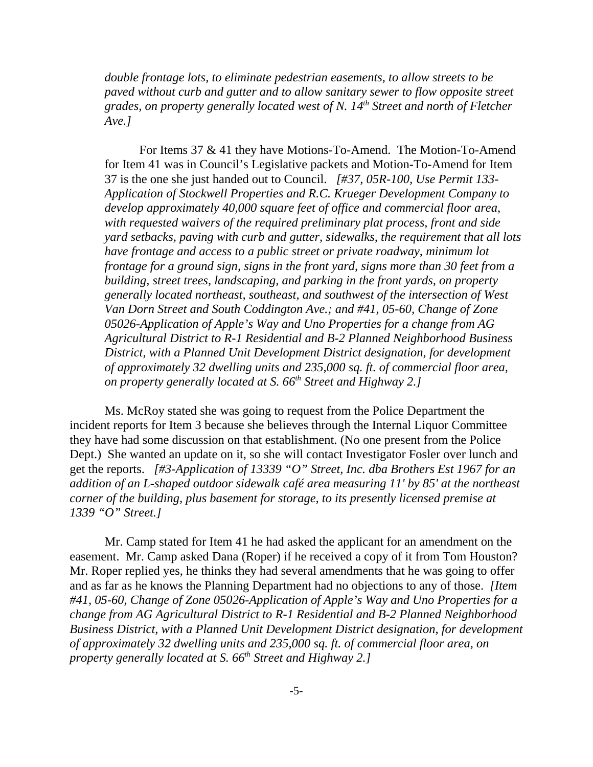*double frontage lots, to eliminate pedestrian easements, to allow streets to be paved without curb and gutter and to allow sanitary sewer to flow opposite street grades, on property generally located west of N. 14th Street and north of Fletcher Ave.]*

For Items 37 & 41 they have Motions-To-Amend. The Motion-To-Amend for Item 41 was in Council's Legislative packets and Motion-To-Amend for Item 37 is the one she just handed out to Council. *[#37, 05R-100, Use Permit 133-Application of Stockwell Properties and R.C. Krueger Development Company to develop approximately 40,000 square feet of office and commercial floor area, with requested waivers of the required preliminary plat process, front and side yard setbacks, paving with curb and gutter, sidewalks, the requirement that all lots have frontage and access to a public street or private roadway, minimum lot frontage for a ground sign, signs in the front yard, signs more than 30 feet from a building, street trees, landscaping, and parking in the front yards, on property generally located northeast, southeast, and southwest of the intersection of West Van Dorn Street and South Coddington Ave.; and #41, 05-60, Change of Zone 05026-Application of Apple's Way and Uno Properties for a change from AG Agricultural District to R-1 Residential and B-2 Planned Neighborhood Business District, with a Planned Unit Development District designation, for development of approximately 32 dwelling units and 235,000 sq. ft. of commercial floor area, on property generally located at S. 66th Street and Highway 2.]*

Ms. McRoy stated she was going to request from the Police Department the incident reports for Item 3 because she believes through the Internal Liquor Committee they have had some discussion on that establishment. (No one present from the Police Dept.) She wanted an update on it, so she will contact Investigator Fosler over lunch and get the reports. *[#3-Application of 13339 "O" Street, Inc. dba Brothers Est 1967 for an addition of an L-shaped outdoor sidewalk café area measuring 11' by 85' at the northeast corner of the building, plus basement for storage, to its presently licensed premise at 1339 "O" Street.]*

Mr. Camp stated for Item 41 he had asked the applicant for an amendment on the easement. Mr. Camp asked Dana (Roper) if he received a copy of it from Tom Houston? Mr. Roper replied yes, he thinks they had several amendments that he was going to offer and as far as he knows the Planning Department had no objections to any of those. *[Item #41, 05-60, Change of Zone 05026-Application of Apple's Way and Uno Properties for a change from AG Agricultural District to R-1 Residential and B-2 Planned Neighborhood Business District, with a Planned Unit Development District designation, for development of approximately 32 dwelling units and 235,000 sq. ft. of commercial floor area, on property generally located at S. 66th Street and Highway 2.]*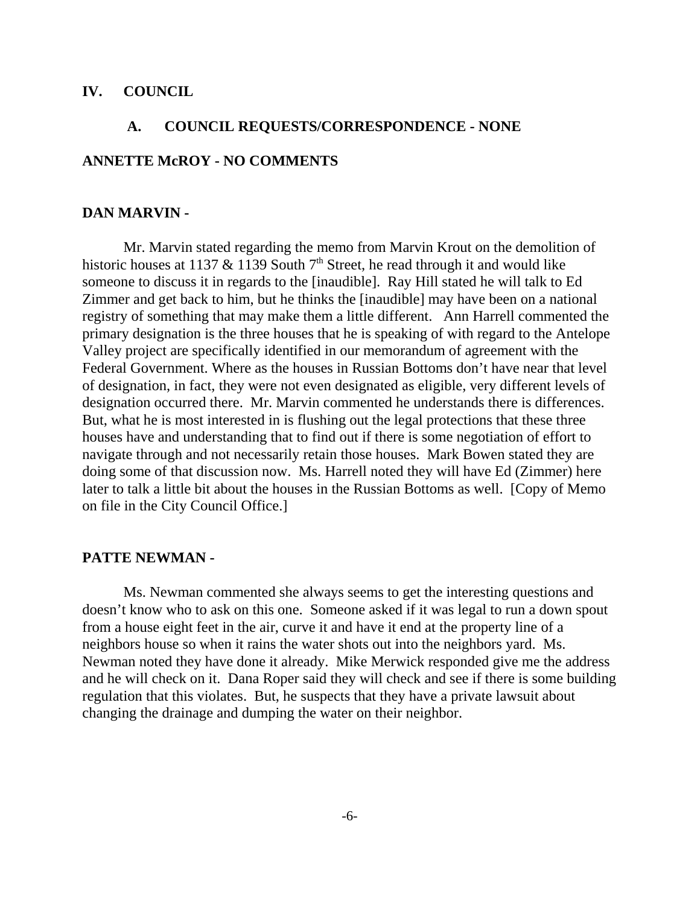## IV. COUNCIL

### A. COUNCIL REQUESTS/CORRESPONDENCE - NONE

**ANNETTE McROY - NO COMMENTS**

**DAN MARVIN -**

Mr. Marvin stated regarding the memo from Marvin Krout on the demolition of historic houses at 1137 & 1139 South 7th Street, he read through it and would like someone to discuss it in regards to the [inaudible]. Ray Hill stated he will talk to Ed Zimmer and get back to him, but he thinks the [inaudible] may have been on a national registry of something that may make them a little different. Ann Harrell commented the primary designation is the three houses that he is speaking of with regard to the Antelope Valley project are specifically identified in our memorandum of agreement with the Federal Government. Where as the houses in Russian Bottoms don't have near that level of designation, in fact, they were not even designated as eligible, very different levels of designation occurred there. Mr. Marvin commented he understands there is differences. But, what he is most interested in is flushing out the legal protections that these three houses have and understanding that to find out if there is some negotiation of effort to navigate through and not necessarily retain those houses. Mark Bowen stated they are doing some of that discussion now. Ms. Harrell noted they will have Ed (Zimmer) here later to talk a little bit about the houses in the Russian Bottoms as well. [Copy of Memo on file in the City Council Office.]

**PATTE NEWMAN -**

Ms. Newman commented she always seems to get the interesting questions and doesn't know who to ask on this one. Someone asked if it was legal to run a down spout from a house eight feet in the air, curve it and have it end at the property line of a neighbors house so when it rains the water shots out into the neighbors yard. Ms. Newman noted they have done it already. Mike Merwick responded give me the address and he will check on it. Dana Roper said they will check and see if there is some building regulation that this violates. But, he suspects that they have a private lawsuit about changing the drainage and dumping the water on their neighbor.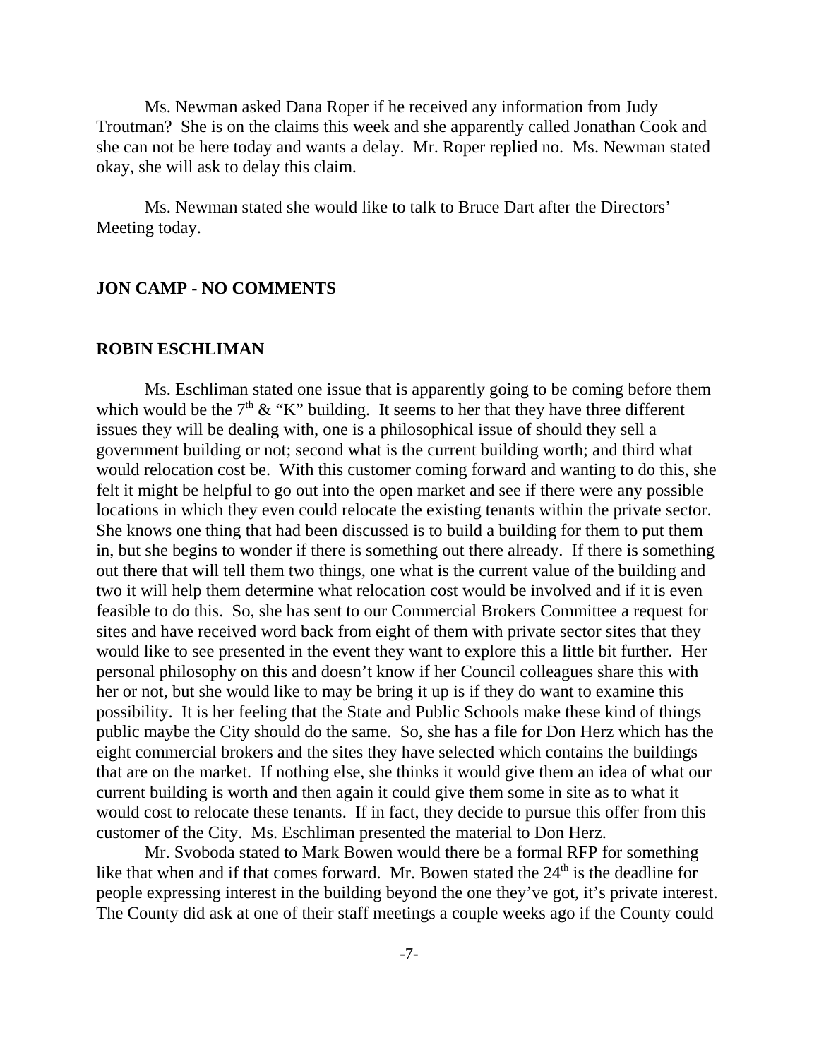Ms. Newman asked Dana Roper if he received any information from Judy Troutman? She is on the claims this week and she apparently called Jonathan Cook and she can not be here today and wants a delay. Mr. Roper replied no. Ms. Newman stated okay, she will ask to delay this claim.

Ms. Newman stated she would like to talk to Bruce Dart after the Directors' Meeting today.

**JON CAMP - NO COMMENTS**

**ROBIN ESCHLIMAN**

Ms. Eschliman stated one issue that is apparently going to be coming before them which would be the 7th & "K" building. It seems to her that they have three different issues they will be dealing with, one is a philosophical issue of should they sell a government building or not; second what is the current building worth; and third what would relocation cost be. With this customer coming forward and wanting to do this, she felt it might be helpful to go out into the open market and see if there were any possible locations in which they even could relocate the existing tenants within the private sector. She knows one thing that had been discussed is to build a building for them to put them in, but she begins to wonder if there is something out there already. If there is something out there that will tell them two things, one what is the current value of the building and two it will help them determine what relocation cost would be involved and if it is even feasible to do this. So, she has sent to our Commercial Brokers Committee a request for sites and have received word back from eight of them with private sector sites that they would like to see presented in the event they want to explore this a little bit further. Her personal philosophy on this and doesn't know if her Council colleagues share this with her or not, but she would like to may be bring it up is if they do want to examine this possibility. It is her feeling that the State and Public Schools make these kind of things public maybe the City should do the same. So, she has a file for Don Herz which has the eight commercial brokers and the sites they have selected which contains the buildings that are on the market. If nothing else, she thinks it would give them an idea of what our current building is worth and then again it could give them some in site as to what it would cost to relocate these tenants. If in fact, they decide to pursue this offer from this customer of the City. Ms. Eschliman presented the material to Don Herz.

Mr. Svoboda stated to Mark Bowen would there be a formal RFP for something like that when and if that comes forward. Mr. Bowen stated the 24th is the deadline for people expressing interest in the building beyond the one they've got, it's private interest. The County did ask at one of their staff meetings a couple weeks ago if the County could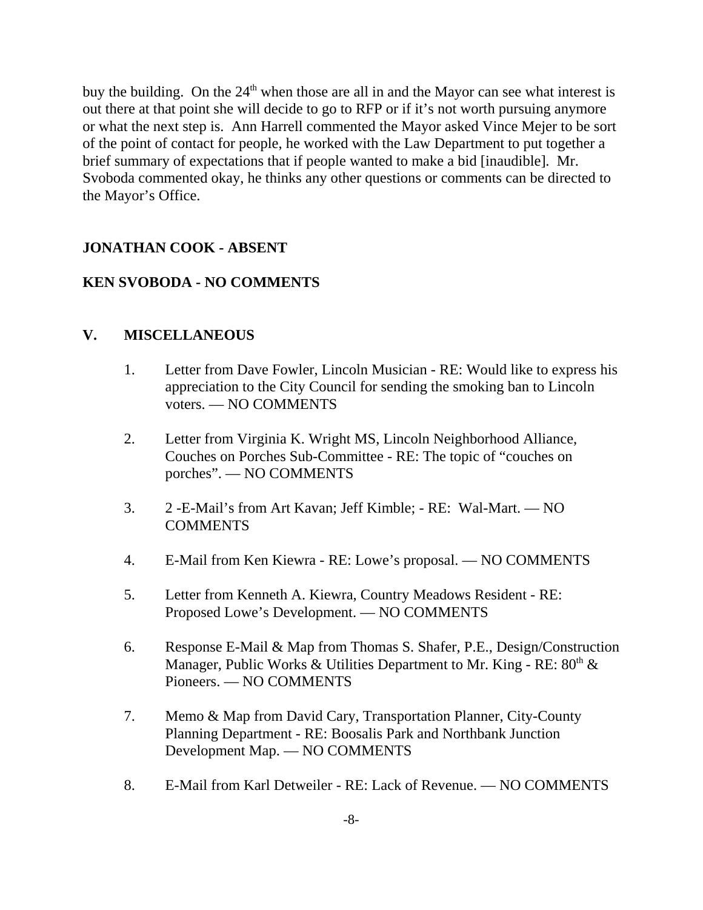buy the building. On the 24th when those are all in and the Mayor can see what interest is out there at that point she will decide to go to RFP or if it's not worth pursuing anymore or what the next step is. Ann Harrell commented the Mayor asked Vince Mejer to be sort of the point of contact for people, he worked with the Law Department to put together a brief summary of expectations that if people wanted to make a bid [inaudible]. Mr. Svoboda commented okay, he thinks any other questions or comments can be directed to the Mayor's Office.

**JONATHAN COOK - ABSENT**

**KEN SVOBODA - NO COMMENTS**

## V. MISCELLANEOUS

1. Letter from Dave Fowler, Lincoln Musician - RE: Would like to express his appreciation to the City Council for sending the smoking ban to Lincoln voters. — NO COMMENTS

2. Letter from Virginia K. Wright MS, Lincoln Neighborhood Alliance, Couches on Porches Sub-Committee - RE: The topic of "couches on porches". — NO COMMENTS

3. 2 -E-Mail's from Art Kavan; Jeff Kimble; - RE: Wal-Mart. — NO COMMENTS

4. E-Mail from Ken Kiewra - RE: Lowe's proposal. — NO COMMENTS

5. Letter from Kenneth A. Kiewra, Country Meadows Resident - RE: Proposed Lowe's Development. — NO COMMENTS

6. Response E-Mail & Map from Thomas S. Shafer, P.E., Design/Construction Manager, Public Works & Utilities Department to Mr. King - RE: 80th & Pioneers. — NO COMMENTS

7. Memo & Map from David Cary, Transportation Planner, City-County Planning Department - RE: Boosalis Park and Northbank Junction Development Map. — NO COMMENTS

8. E-Mail from Karl Detweiler - RE: Lack of Revenue. — NO COMMENTS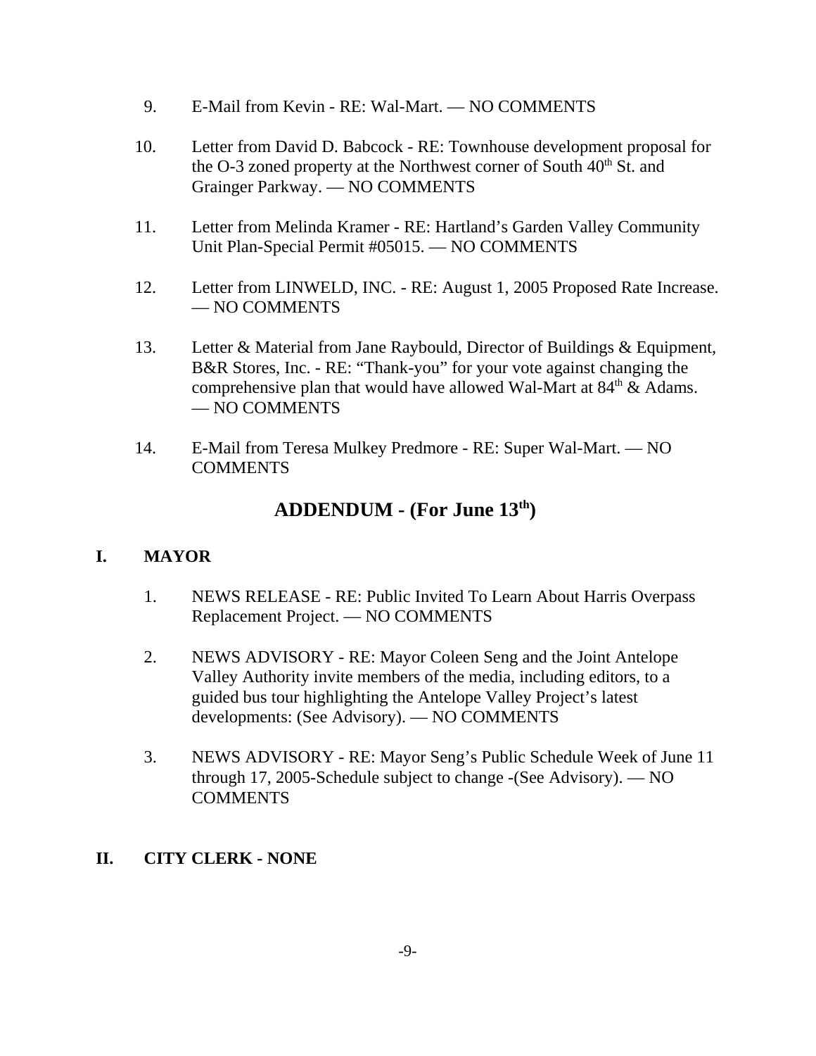9. E-Mail from Kevin - RE: Wal-Mart. — NO COMMENTS

10. Letter from David D. Babcock - RE: Townhouse development proposal for the O-3 zoned property at the Northwest corner of South 40th St. and Grainger Parkway. — NO COMMENTS

11. Letter from Melinda Kramer - RE: Hartland's Garden Valley Community Unit Plan-Special Permit #05015. — NO COMMENTS

12. Letter from LINWELD, INC. - RE: August 1, 2005 Proposed Rate Increase. — NO COMMENTS

13. Letter & Material from Jane Raybould, Director of Buildings & Equipment, B&R Stores, Inc. - RE: "Thank-you" for your vote against changing the comprehensive plan that would have allowed Wal-Mart at 84th & Adams. — NO COMMENTS

14. E-Mail from Teresa Mulkey Predmore - RE: Super Wal-Mart. — NO COMMENTS

## ADDENDUM - (For June 13th)

### I. MAYOR

1. NEWS RELEASE - RE: Public Invited To Learn About Harris Overpass Replacement Project. — NO COMMENTS

2. NEWS ADVISORY - RE: Mayor Coleen Seng and the Joint Antelope Valley Authority invite members of the media, including editors, to a guided bus tour highlighting the Antelope Valley Project's latest developments: (See Advisory). — NO COMMENTS

3. NEWS ADVISORY - RE: Mayor Seng's Public Schedule Week of June 11 through 17, 2005-Schedule subject to change -(See Advisory). — NO COMMENTS

### II. CITY CLERK - NONE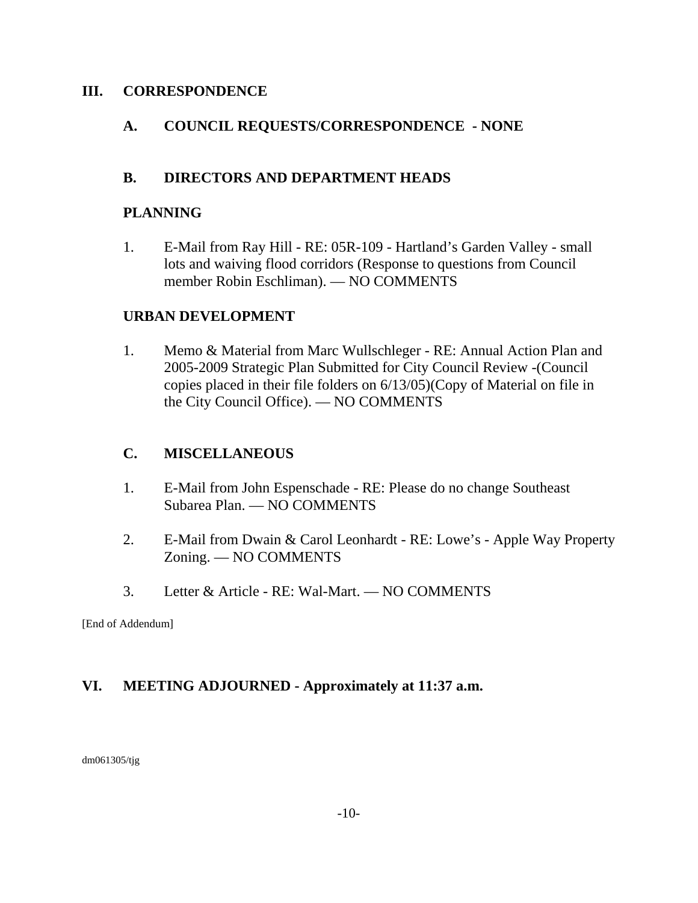## III. CORRESPONDENCE

### A. COUNCIL REQUESTS/CORRESPONDENCE - NONE

### B. DIRECTORS AND DEPARTMENT HEADS

**PLANNING**

1. E-Mail from Ray Hill - RE: 05R-109 - Hartland's Garden Valley - small lots and waiving flood corridors (Response to questions from Council member Robin Eschliman). — NO COMMENTS

**URBAN DEVELOPMENT**

1. Memo & Material from Marc Wullschleger - RE: Annual Action Plan and 2005-2009 Strategic Plan Submitted for City Council Review -(Council copies placed in their file folders on 6/13/05)(Copy of Material on file in the City Council Office). — NO COMMENTS

### C. MISCELLANEOUS

1. E-Mail from John Espenschade - RE: Please do no change Southeast Subarea Plan. — NO COMMENTS

2. E-Mail from Dwain & Carol Leonhardt - RE: Lowe's - Apple Way Property Zoning. — NO COMMENTS

3. Letter & Article - RE: Wal-Mart. — NO COMMENTS

[End of Addendum]

## VI. MEETING ADJOURNED - Approximately at 11:37 a.m.

dm061305/tjg